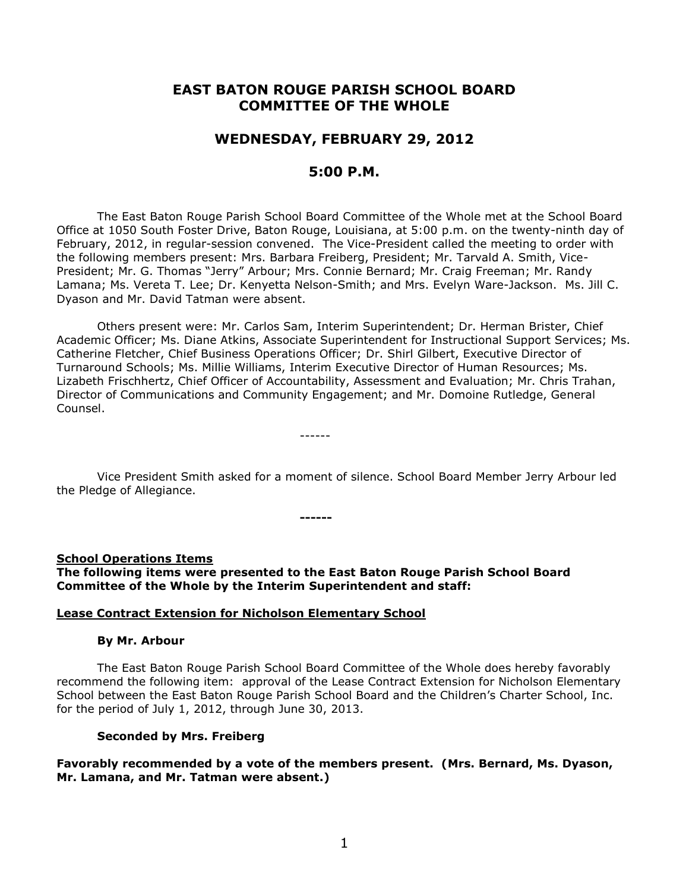# EAST BATON ROUGE PARISH SCHOOL BOARD COMMITTEE OF THE WHOLE

## WEDNESDAY, FEBRUARY 29, 2012

## 5:00 P.M.

The East Baton Rouge Parish School Board Committee of the Whole met at the School Board Office at 1050 South Foster Drive, Baton Rouge, Louisiana, at 5:00 p.m. on the twenty-ninth day of February, 2012, in regular-session convened. The Vice-President called the meeting to order with the following members present: Mrs. Barbara Freiberg, President; Mr. Tarvald A. Smith, Vice-President; Mr. G. Thomas "Jerry" Arbour; Mrs. Connie Bernard; Mr. Craig Freeman; Mr. Randy Lamana; Ms. Vereta T. Lee; Dr. Kenyetta Nelson-Smith; and Mrs. Evelyn Ware-Jackson. Ms. Jill C. Dyason and Mr. David Tatman were absent.

Others present were: Mr. Carlos Sam, Interim Superintendent; Dr. Herman Brister, Chief Academic Officer; Ms. Diane Atkins, Associate Superintendent for Instructional Support Services; Ms. Catherine Fletcher, Chief Business Operations Officer; Dr. Shirl Gilbert, Executive Director of Turnaround Schools; Ms. Millie Williams, Interim Executive Director of Human Resources; Ms. Lizabeth Frischhertz, Chief Officer of Accountability, Assessment and Evaluation; Mr. Chris Trahan, Director of Communications and Community Engagement; and Mr. Domoine Rutledge, General Counsel.

------

Vice President Smith asked for a moment of silence. School Board Member Jerry Arbour led the Pledge of Allegiance.

**------**

**School Operations Items**

**The following items were presented to the East Baton Rouge Parish School Board Committee of the Whole by the Interim Superintendent and staff:**

**Lease Contract Extension for Nicholson Elementary School**

**By Mr. Arbour**

The East Baton Rouge Parish School Board Committee of the Whole does hereby favorably recommend the following item: approval of the Lease Contract Extension for Nicholson Elementary School between the East Baton Rouge Parish School Board and the Children's Charter School, Inc. for the period of July 1, 2012, through June 30, 2013.

**Seconded by Mrs. Freiberg**

**Favorably recommended by a vote of the members present. (Mrs. Bernard, Ms. Dyason, Mr. Lamana, and Mr. Tatman were absent.)**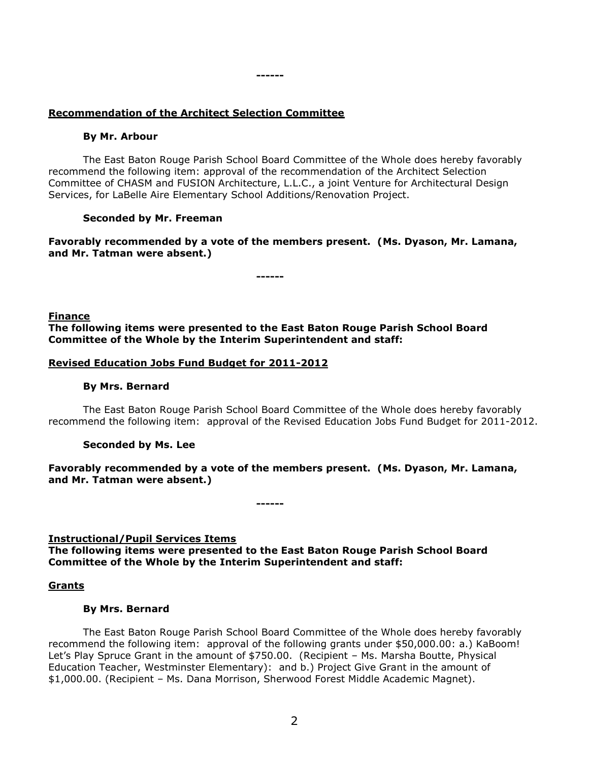------

**Recommendation of the Architect Selection Committee**

**By Mr. Arbour**

The East Baton Rouge Parish School Board Committee of the Whole does hereby favorably recommend the following item: approval of the recommendation of the Architect Selection Committee of CHASM and FUSION Architecture, L.L.C., a joint Venture for Architectural Design Services, for LaBelle Aire Elementary School Additions/Renovation Project.

**Seconded by Mr. Freeman**

**Favorably recommended by a vote of the members present. (Ms. Dyason, Mr. Lamana, and Mr. Tatman were absent.)**

------

**Finance**

**The following items were presented to the East Baton Rouge Parish School Board Committee of the Whole by the Interim Superintendent and staff:**

**Revised Education Jobs Fund Budget for 2011-2012**

**By Mrs. Bernard**

The East Baton Rouge Parish School Board Committee of the Whole does hereby favorably recommend the following item: approval of the Revised Education Jobs Fund Budget for 2011-2012.

**Seconded by Ms. Lee**

**Favorably recommended by a vote of the members present. (Ms. Dyason, Mr. Lamana, and Mr. Tatman were absent.)**

------

**Instructional/Pupil Services Items**

**The following items were presented to the East Baton Rouge Parish School Board Committee of the Whole by the Interim Superintendent and staff:**

**Grants**

**By Mrs. Bernard**

The East Baton Rouge Parish School Board Committee of the Whole does hereby favorably recommend the following item: approval of the following grants under $50,000.00: a.) KaBoom! Let's Play Spruce Grant in the amount of $750.00. (Recipient – Ms. Marsha Boutte, Physical Education Teacher, Westminster Elementary): and b.) Project Give Grant in the amount of $1,000.00. (Recipient – Ms. Dana Morrison, Sherwood Forest Middle Academic Magnet).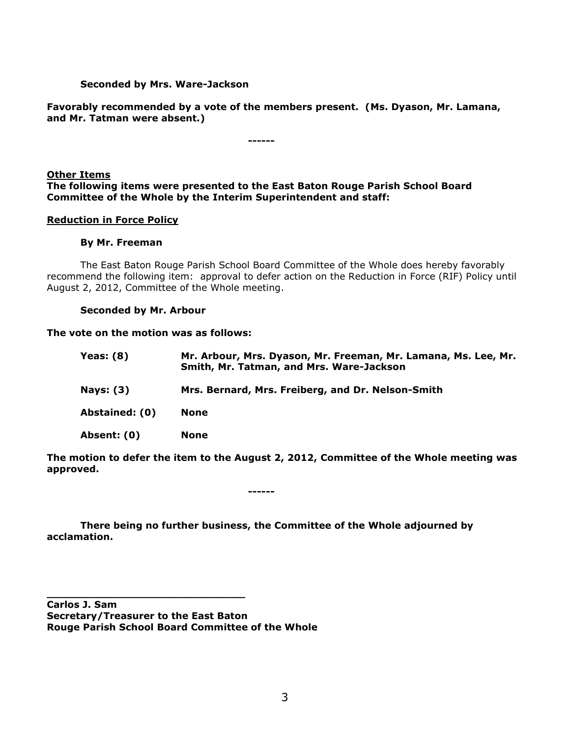**Seconded by Mrs. Ware-Jackson**

**Favorably recommended by a vote of the members present. (Ms. Dyason, Mr. Lamana, and Mr. Tatman were absent.)**

------

**Other Items**

**The following items were presented to the East Baton Rouge Parish School Board Committee of the Whole by the Interim Superintendent and staff:**

**Reduction in Force Policy**

**By Mr. Freeman**

The East Baton Rouge Parish School Board Committee of the Whole does hereby favorably recommend the following item: approval to defer action on the Reduction in Force (RIF) Policy until August 2, 2012, Committee of the Whole meeting.

**Seconded by Mr. Arbour**

**The vote on the motion was as follows:**

| | |
|---|---|
| **Yeas: (8)** | **Mr. Arbour, Mrs. Dyason, Mr. Freeman, Mr. Lamana, Ms. Lee, Mr. Smith, Mr. Tatman, and Mrs. Ware-Jackson** |
| **Nays: (3)** | **Mrs. Bernard, Mrs. Freiberg, and Dr. Nelson-Smith** |
| **Abstained: (0)** | **None** |
| **Absent: (0)** | **None** |

**The motion to defer the item to the August 2, 2012, Committee of the Whole meeting was approved.**

------

**There being no further business, the Committee of the Whole adjourned by acclamation.**

\_\_\_\_\_\_\_\_\_\_\_\_\_\_\_\_\_\_\_\_\_\_\_\_\_\_\_\_\_\_\_\_

**Carlos J. Sam**
**Secretary/Treasurer to the East Baton Rouge Parish School Board Committee of the Whole**